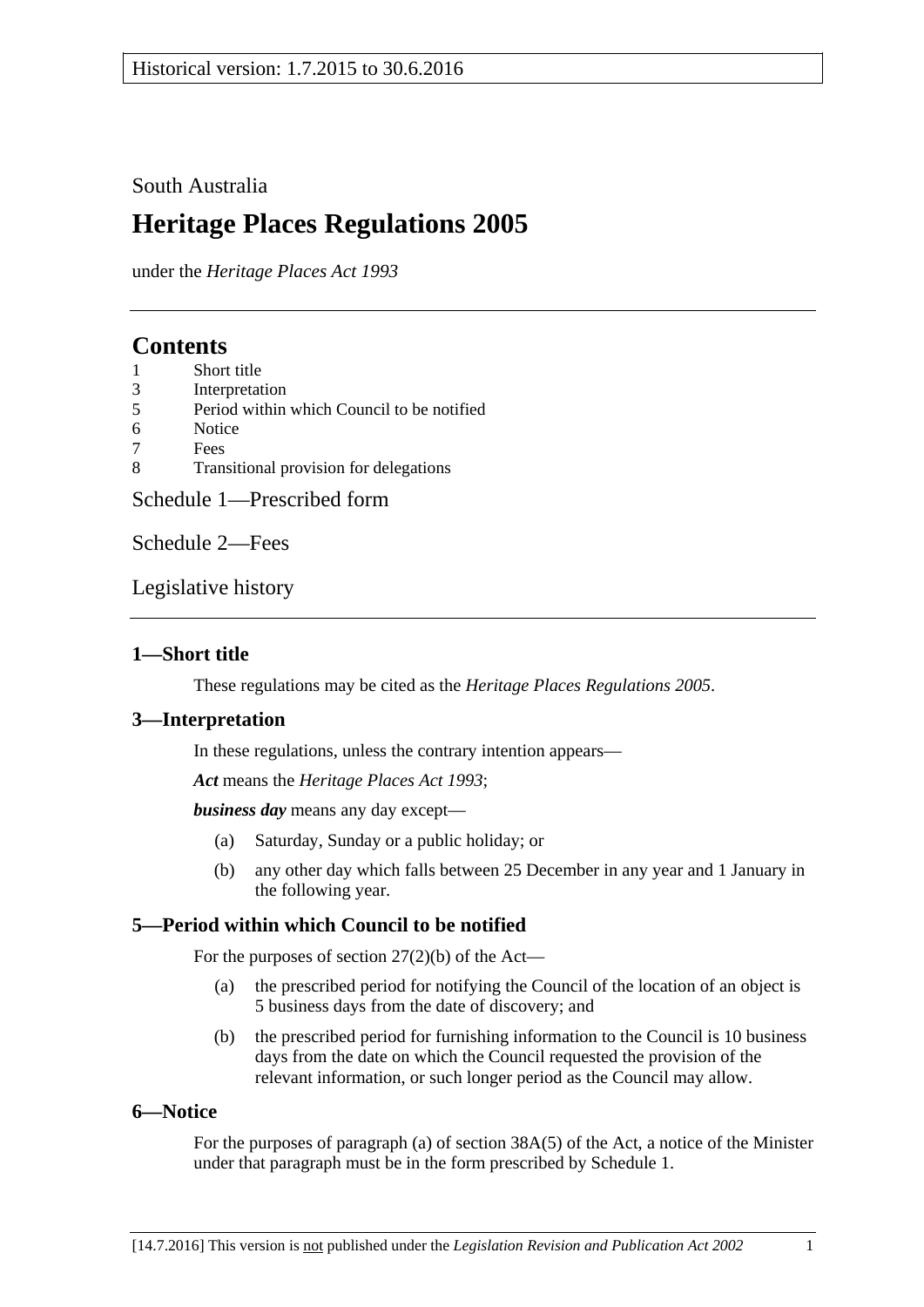South Australia

# Heritage Places Regulations 2005

under the *Heritage Places Act 1993*

## Contents

1 Short title
3 Interpretation
5 Period within which Council to be notified
6 Notice
7 Fees
8 Transitional provision for delegations

Schedule 1—Prescribed form

Schedule 2—Fees

Legislative history

### 1—Short title

These regulations may be cited as the *Heritage Places Regulations 2005*.

### 3—Interpretation

In these regulations, unless the contrary intention appears—

***Act*** means the *Heritage Places Act 1993*;

***business day*** means any day except—

(a) Saturday, Sunday or a public holiday; or

(b) any other day which falls between 25 December in any year and 1 January in the following year.

### 5—Period within which Council to be notified

For the purposes of section 27(2)(b) of the Act—

(a) the prescribed period for notifying the Council of the location of an object is 5 business days from the date of discovery; and

(b) the prescribed period for furnishing information to the Council is 10 business days from the date on which the Council requested the provision of the relevant information, or such longer period as the Council may allow.

### 6—Notice

For the purposes of paragraph (a) of section 38A(5) of the Act, a notice of the Minister under that paragraph must be in the form prescribed by Schedule 1.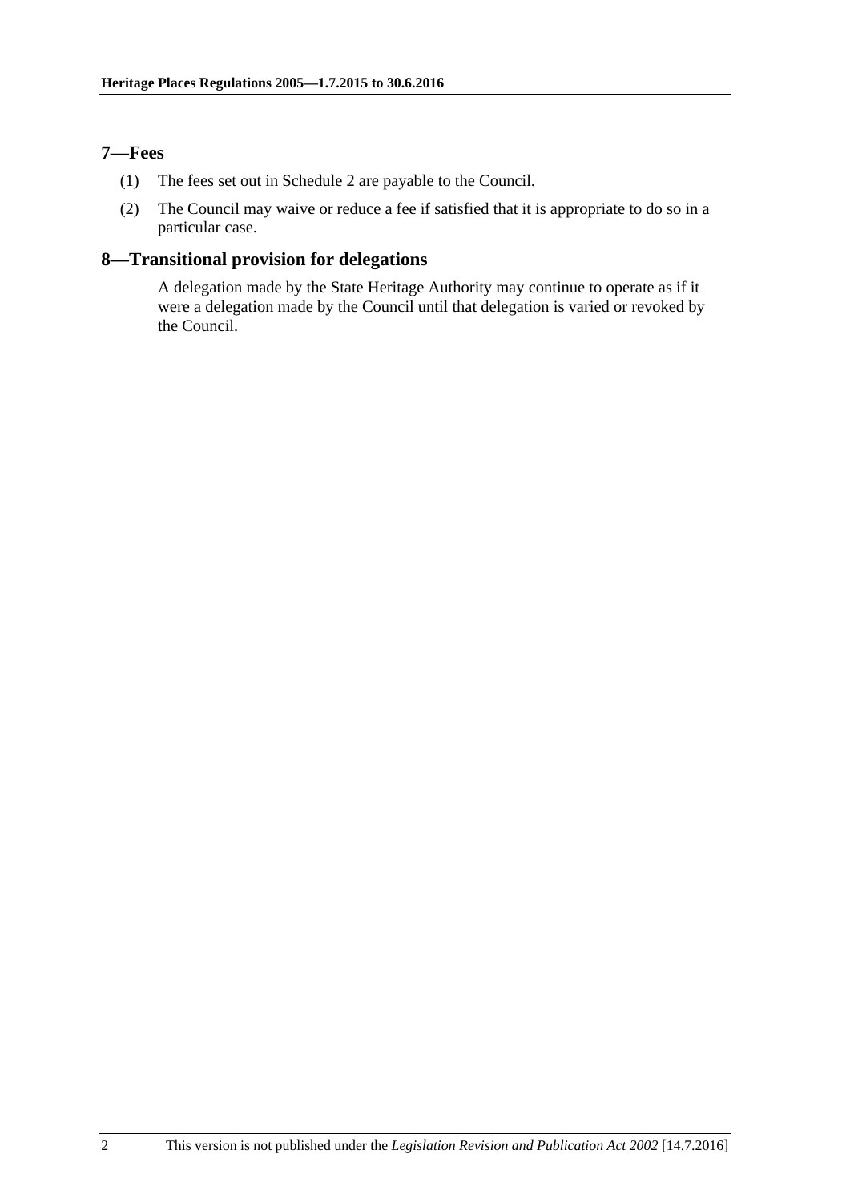## 7—Fees

(1) The fees set out in Schedule 2 are payable to the Council.

(2) The Council may waive or reduce a fee if satisfied that it is appropriate to do so in a particular case.

## 8—Transitional provision for delegations

A delegation made by the State Heritage Authority may continue to operate as if it were a delegation made by the Council until that delegation is varied or revoked by the Council.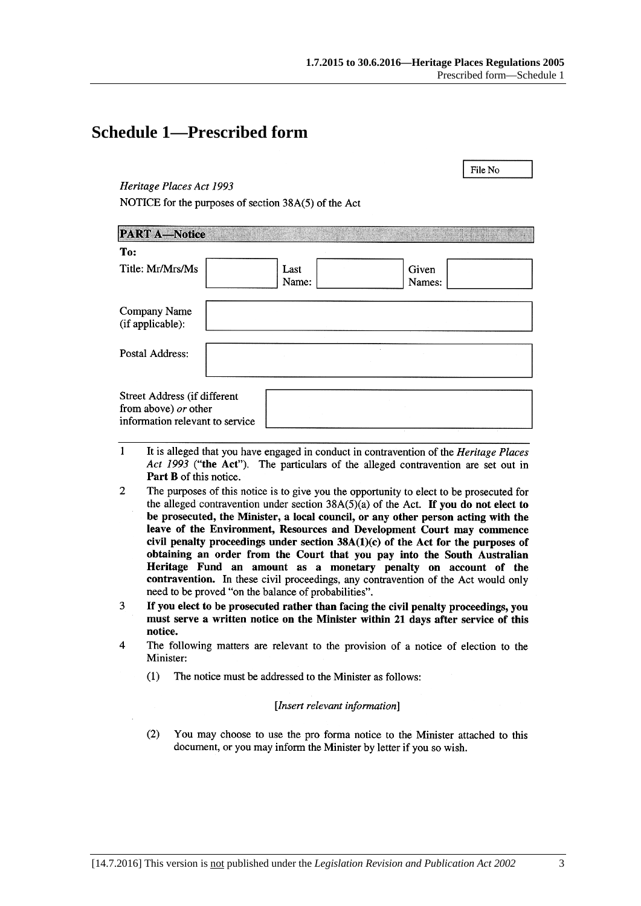# Schedule 1—Prescribed form

File No

*Heritage Places Act 1993*

NOTICE for the purposes of section 38A(5) of the Act

**PART A—Notice**

**To:**

| Title: Mr/Mrs/Ms | | Last Name: | | Given Names: | |
|---|---|---|---|---|---|

Company Name (if applicable):

Postal Address:

Street Address (if different from above) *or* other information relevant to service

1 It is alleged that you have engaged in conduct in contravention of the *Heritage Places Act 1993* ("**the Act**"). The particulars of the alleged contravention are set out in **Part B** of this notice.

2 The purposes of this notice is to give you the opportunity to elect to be prosecuted for the alleged contravention under section 38A(5)(a) of the Act. **If you do not elect to be prosecuted, the Minister, a local council, or any other person acting with the leave of the Environment, Resources and Development Court may commence civil penalty proceedings under section 38A(1)(c) of the Act for the purposes of obtaining an order from the Court that you pay into the South Australian Heritage Fund an amount as a monetary penalty on account of the contravention.** In these civil proceedings, any contravention of the Act would only need to be proved "on the balance of probabilities".

3 **If you elect to be prosecuted rather than facing the civil penalty proceedings, you must serve a written notice on the Minister within 21 days after service of this notice.**

4 The following matters are relevant to the provision of a notice of election to the Minister:

(1) The notice must be addressed to the Minister as follows:

*[Insert relevant information]*

(2) You may choose to use the pro forma notice to the Minister attached to this document, or you may inform the Minister by letter if you so wish.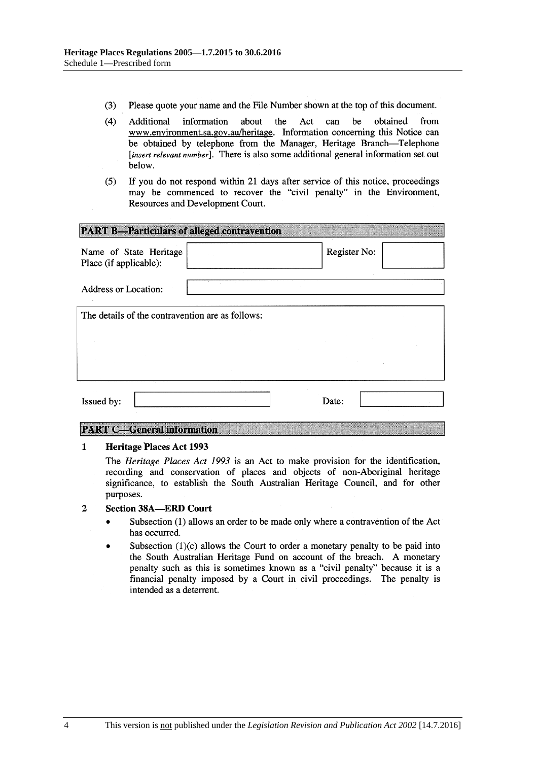(3) Please quote your name and the File Number shown at the top of this document.

(4) Additional information about the Act can be obtained from www.environment.sa.gov.au/heritage. Information concerning this Notice can be obtained by telephone from the Manager, Heritage Branch—Telephone [*insert relevant number*]. There is also some additional general information set out below.

(5) If you do not respond within 21 days after service of this notice, proceedings may be commenced to recover the "civil penalty" in the Environment, Resources and Development Court.

## PART B—Particulars of alleged contravention

| Name of State Heritage Place (if applicable): | | Register No: | |
|---|---|---|---|
| Address or Location: | | | |

The details of the contravention are as follows:

| Issued by: | | Date: | |
|---|---|---|---|

## PART C—General information

**1 Heritage Places Act 1993**

The *Heritage Places Act 1993* is an Act to make provision for the identification, recording and conservation of places and objects of non-Aboriginal heritage significance, to establish the South Australian Heritage Council, and for other purposes.

**2 Section 38A—ERD Court**

- Subsection (1) allows an order to be made only where a contravention of the Act has occurred.
- Subsection (1)(c) allows the Court to order a monetary penalty to be paid into the South Australian Heritage Fund on account of the breach. A monetary penalty such as this is sometimes known as a "civil penalty" because it is a financial penalty imposed by a Court in civil proceedings. The penalty is intended as a deterrent.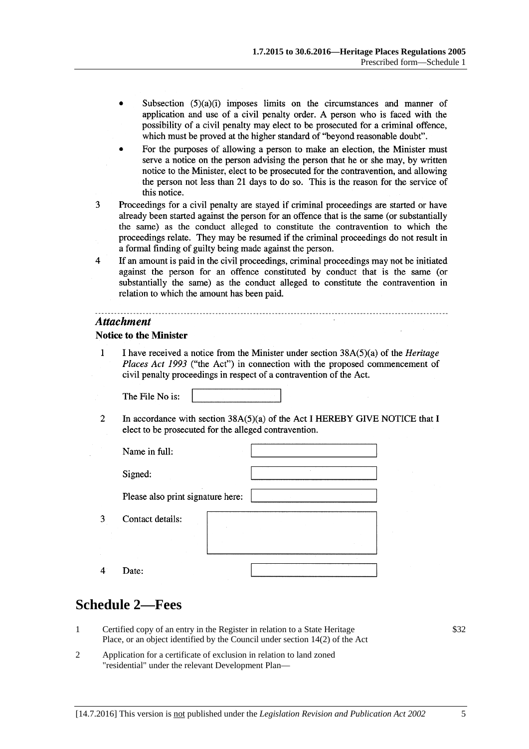- Subsection (5)(a)(i) imposes limits on the circumstances and manner of application and use of a civil penalty order. A person who is faced with the possibility of a civil penalty may elect to be prosecuted for a criminal offence, which must be proved at the higher standard of "beyond reasonable doubt".
- For the purposes of allowing a person to make an election, the Minister must serve a notice on the person advising the person that he or she may, by written notice to the Minister, elect to be prosecuted for the contravention, and allowing the person not less than 21 days to do so. This is the reason for the service of this notice.

3 Proceedings for a civil penalty are stayed if criminal proceedings are started or have already been started against the person for an offence that is the same (or substantially the same) as the conduct alleged to constitute the contravention to which the proceedings relate. They may be resumed if the criminal proceedings do not result in a formal finding of guilty being made against the person.

4 If an amount is paid in the civil proceedings, criminal proceedings may not be initiated against the person for an offence constituted by conduct that is the same (or substantially the same) as the conduct alleged to constitute the contravention in relation to which the amount has been paid.

---

***Attachment***

**Notice to the Minister**

1 I have received a notice from the Minister under section 38A(5)(a) of the *Heritage Places Act 1993* ("the Act") in connection with the proposed commencement of civil penalty proceedings in respect of a contravention of the Act.

The File No is: [ ]

2 In accordance with section 38A(5)(a) of the Act I HEREBY GIVE NOTICE that I elect to be prosecuted for the alleged contravention.

Name in full: [ ]

Signed: [ ]

Please also print signature here: [ ]

3 Contact details: [ ]

4 Date: [ ]

# Schedule 2—Fees

| | | |
|---|---|---|
| 1 | Certified copy of an entry in the Register in relation to a State Heritage Place, or an object identified by the Council under section 14(2) of the Act | $32 |
| 2 | Application for a certificate of exclusion in relation to land zoned "residential" under the relevant Development Plan— | |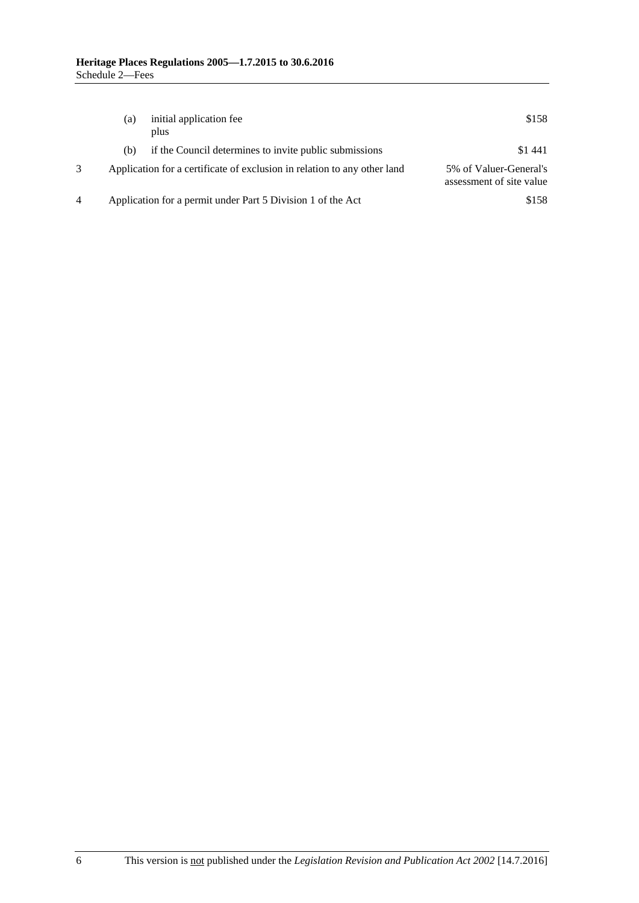| | | |
|---|---|---|
| | (a) initial application fee<br>plus | \$158 |
| | (b) if the Council determines to invite public submissions | \$1 441 |
| 3 | Application for a certificate of exclusion in relation to any other land | 5% of Valuer-General's assessment of site value |
| 4 | Application for a permit under Part 5 Division 1 of the Act | \$158 |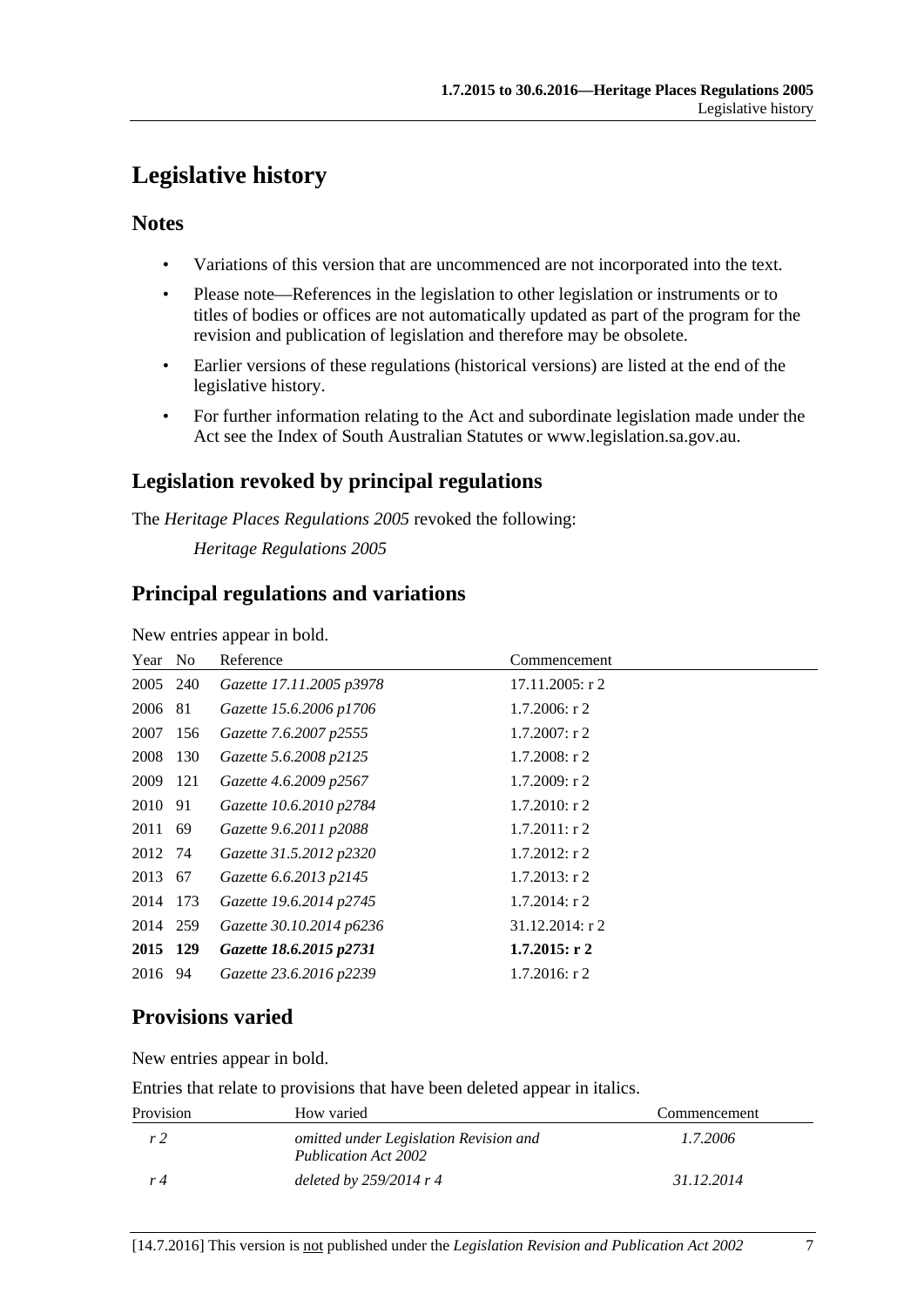# Legislative history

## Notes

- Variations of this version that are uncommenced are not incorporated into the text.
- Please note—References in the legislation to other legislation or instruments or to titles of bodies or offices are not automatically updated as part of the program for the revision and publication of legislation and therefore may be obsolete.
- Earlier versions of these regulations (historical versions) are listed at the end of the legislative history.
- For further information relating to the Act and subordinate legislation made under the Act see the Index of South Australian Statutes or www.legislation.sa.gov.au.

## Legislation revoked by principal regulations

The *Heritage Places Regulations 2005* revoked the following:

*Heritage Regulations 2005*

## Principal regulations and variations

New entries appear in bold.

| Year | No | Reference | Commencement |
|---|---|---|---|
| 2005 | 240 | *Gazette 17.11.2005 p3978* | 17.11.2005: r 2 |
| 2006 | 81 | *Gazette 15.6.2006 p1706* | 1.7.2006: r 2 |
| 2007 | 156 | *Gazette 7.6.2007 p2555* | 1.7.2007: r 2 |
| 2008 | 130 | *Gazette 5.6.2008 p2125* | 1.7.2008: r 2 |
| 2009 | 121 | *Gazette 4.6.2009 p2567* | 1.7.2009: r 2 |
| 2010 | 91 | *Gazette 10.6.2010 p2784* | 1.7.2010: r 2 |
| 2011 | 69 | *Gazette 9.6.2011 p2088* | 1.7.2011: r 2 |
| 2012 | 74 | *Gazette 31.5.2012 p2320* | 1.7.2012: r 2 |
| 2013 | 67 | *Gazette 6.6.2013 p2145* | 1.7.2013: r 2 |
| 2014 | 173 | *Gazette 19.6.2014 p2745* | 1.7.2014: r 2 |
| 2014 | 259 | *Gazette 30.10.2014 p6236* | 31.12.2014: r 2 |
| **2015** | **129** | ***Gazette 18.6.2015 p2731*** | **1.7.2015: r 2** |
| 2016 | 94 | *Gazette 23.6.2016 p2239* | 1.7.2016: r 2 |

## Provisions varied

New entries appear in bold.

Entries that relate to provisions that have been deleted appear in italics.

| Provision | How varied | Commencement |
|---|---|---|
| *r 2* | *omitted under Legislation Revision and Publication Act 2002* | *1.7.2006* |
| *r 4* | *deleted by 259/2014 r 4* | *31.12.2014* |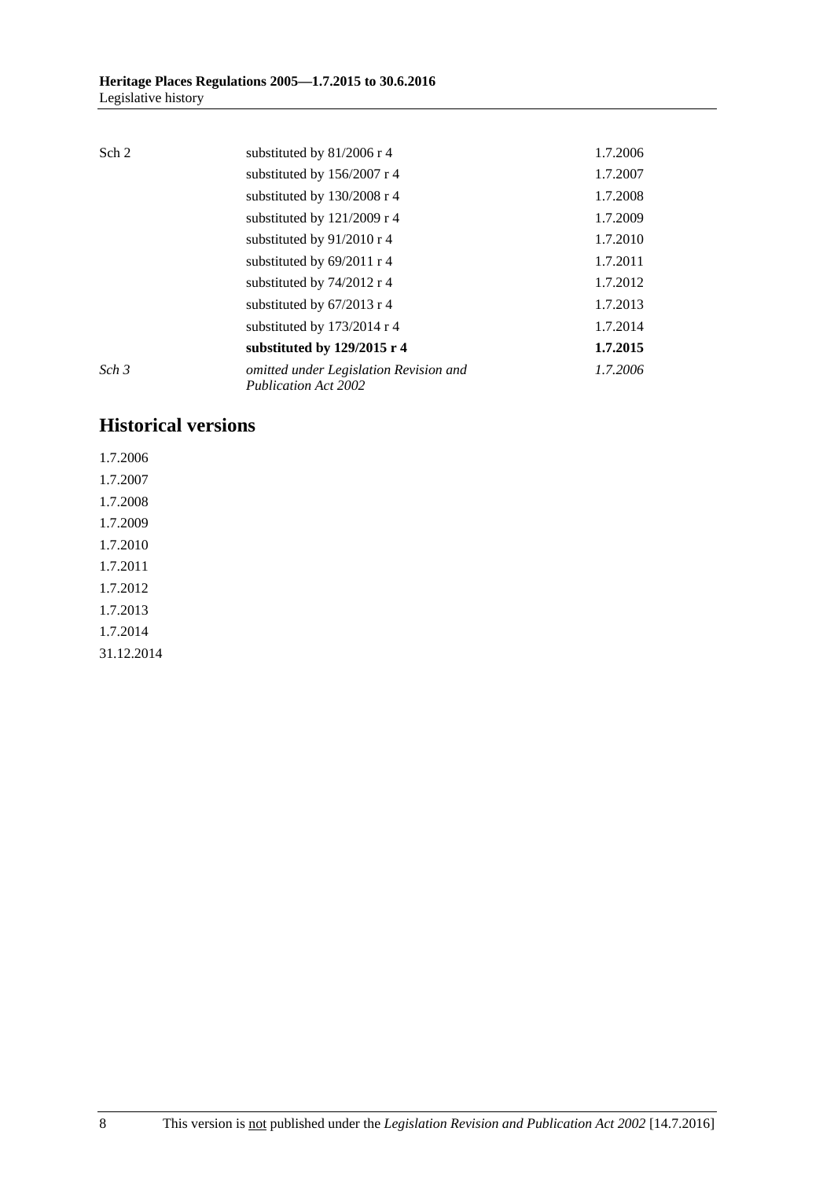| | | |
|---|---|---|
| Sch 2 | substituted by 81/2006 r 4 | 1.7.2006 |
| | substituted by 156/2007 r 4 | 1.7.2007 |
| | substituted by 130/2008 r 4 | 1.7.2008 |
| | substituted by 121/2009 r 4 | 1.7.2009 |
| | substituted by 91/2010 r 4 | 1.7.2010 |
| | substituted by 69/2011 r 4 | 1.7.2011 |
| | substituted by 74/2012 r 4 | 1.7.2012 |
| | substituted by 67/2013 r 4 | 1.7.2013 |
| | substituted by 173/2014 r 4 | 1.7.2014 |
| | **substituted by 129/2015 r 4** | **1.7.2015** |
| *Sch 3* | *omitted under Legislation Revision and Publication Act 2002* | *1.7.2006* |

## Historical versions

1.7.2006

1.7.2007

1.7.2008

1.7.2009

1.7.2010

1.7.2011

1.7.2012

1.7.2013

1.7.2014

31.12.2014